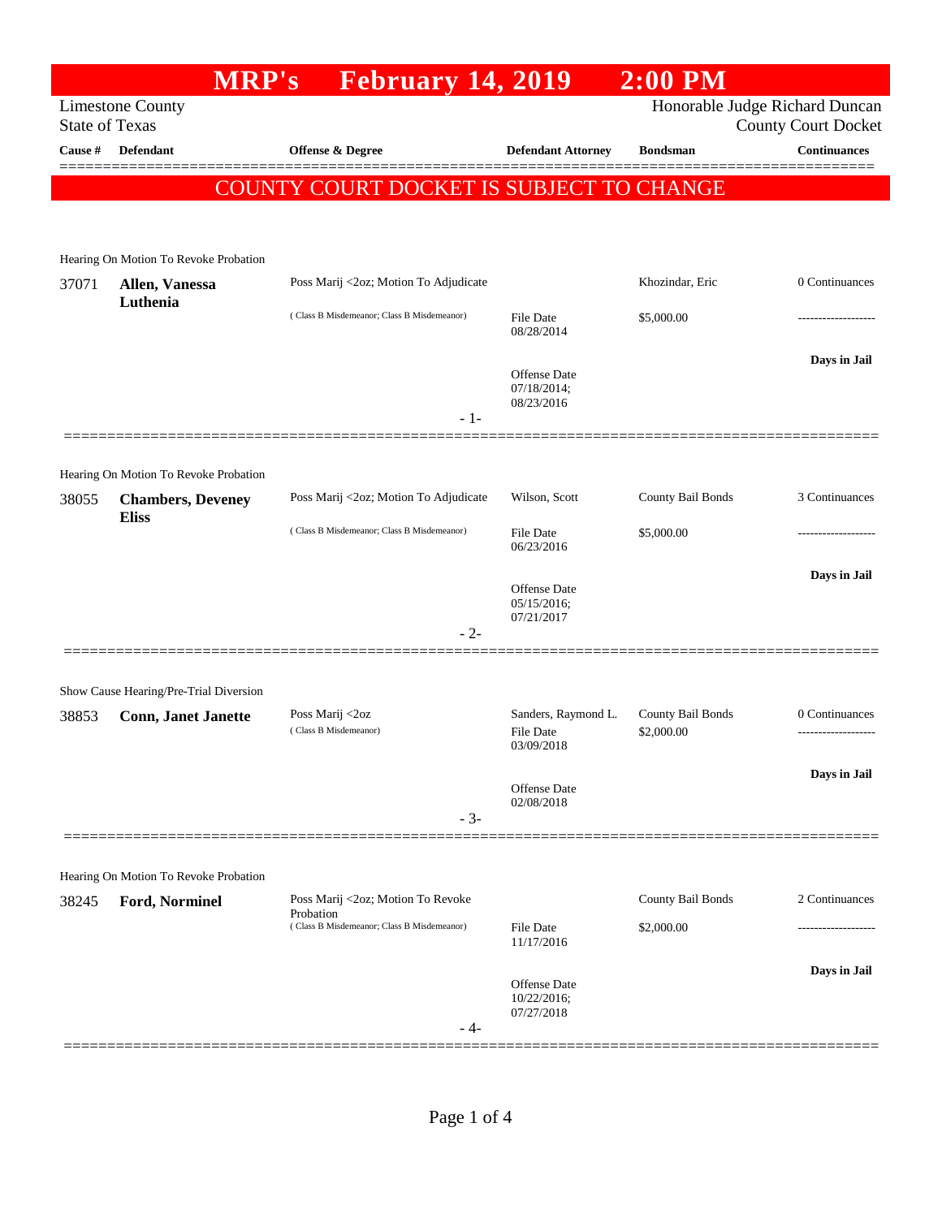# MRP's February 14, 2019 2:00 PM

Limestone County
State of Texas

Honorable Judge Richard Duncan
County Court Docket

| Cause # | Defendant | Offense & Degree | Defendant Attorney | Bondsman | Continuances |
|---|---|---|---|---|---|

## COUNTY COURT DOCKET IS SUBJECT TO CHANGE

---

Hearing On Motion To Revoke Probation

| Cause # | Defendant | Offense & Degree | Defendant Attorney | Bondsman | Continuances |
|---|---|---|---|---|---|
| 37071 | **Allen, Vanessa Luthenia** | Poss Marij <2oz; Motion To Adjudicate (Class B Misdemeanor; Class B Misdemeanor) | | Khozindar, Eric | 0 Continuances |
| | | | File Date 08/28/2014 | $5,000.00 | ------------------- |
| | | | Offense Date 07/18/2014; 08/23/2016 | | **Days in Jail** |

- 1-

---

Hearing On Motion To Revoke Probation

| Cause # | Defendant | Offense & Degree | Defendant Attorney | Bondsman | Continuances |
|---|---|---|---|---|---|
| 38055 | **Chambers, Deveney Eliss** | Poss Marij <2oz; Motion To Adjudicate (Class B Misdemeanor; Class B Misdemeanor) | Wilson, Scott | County Bail Bonds | 3 Continuances |
| | | | File Date 06/23/2016 | $5,000.00 | ------------------- |
| | | | Offense Date 05/15/2016; 07/21/2017 | | **Days in Jail** |

- 2-

---

Show Cause Hearing/Pre-Trial Diversion

| Cause # | Defendant | Offense & Degree | Defendant Attorney | Bondsman | Continuances |
|---|---|---|---|---|---|
| 38853 | **Conn, Janet Janette** | Poss Marij <2oz (Class B Misdemeanor) | Sanders, Raymond L. | County Bail Bonds | 0 Continuances |
| | | | File Date 03/09/2018 | $2,000.00 | ------------------- |
| | | | Offense Date 02/08/2018 | | **Days in Jail** |

- 3-

---

Hearing On Motion To Revoke Probation

| Cause # | Defendant | Offense & Degree | Defendant Attorney | Bondsman | Continuances |
|---|---|---|---|---|---|
| 38245 | **Ford, Norminel** | Poss Marij <2oz; Motion To Revoke Probation (Class B Misdemeanor; Class B Misdemeanor) | | County Bail Bonds | 2 Continuances |
| | | | File Date 11/17/2016 | $2,000.00 | ------------------- |
| | | | Offense Date 10/22/2016; 07/27/2018 | | **Days in Jail** |

- 4-

---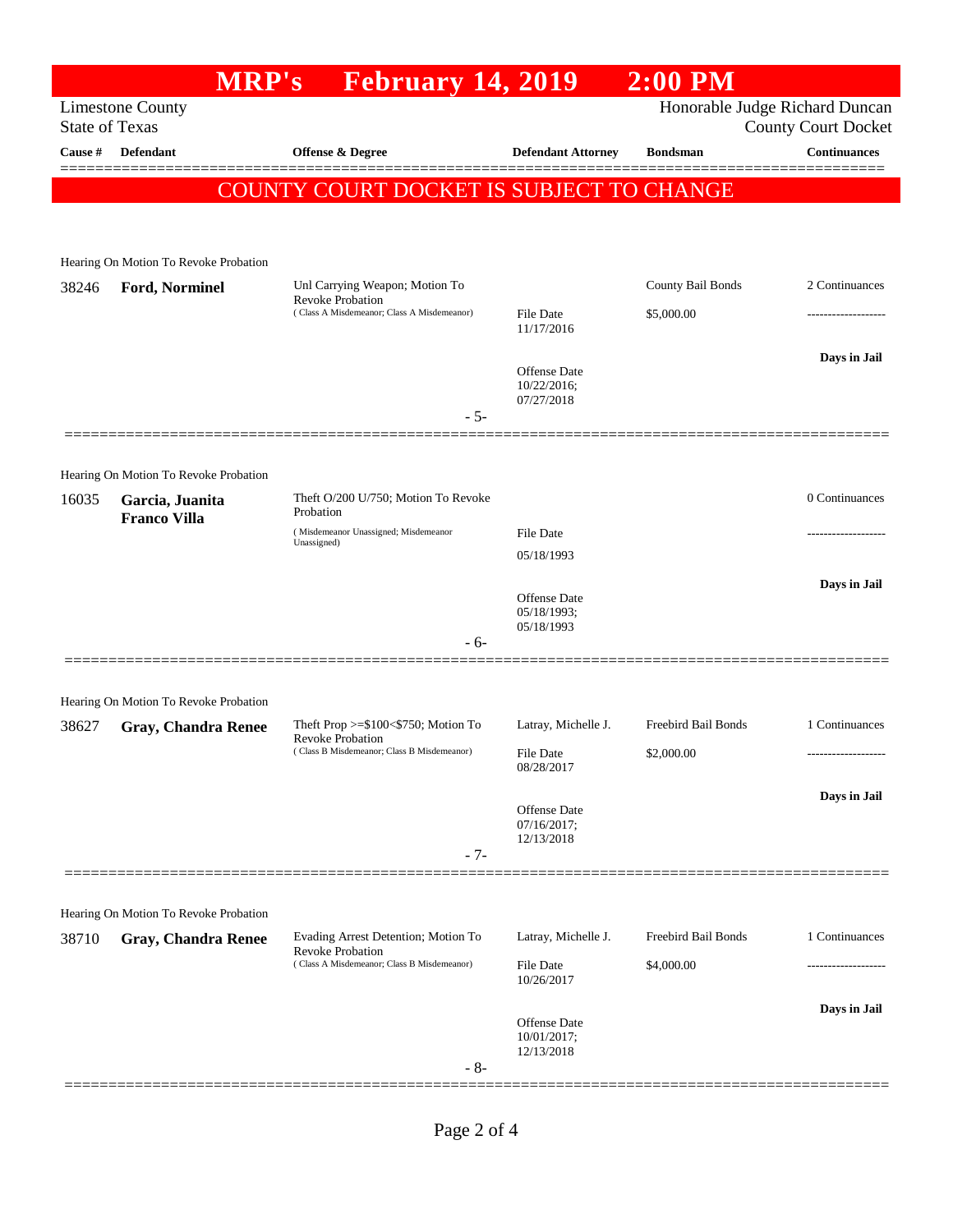# MRP's February 14, 2019 2:00 PM

Limestone County
State of Texas

Honorable Judge Richard Duncan
County Court Docket

| Cause # | Defendant | Offense & Degree | Defendant Attorney | Bondsman | Continuances |
|---|---|---|---|---|---|

**COUNTY COURT DOCKET IS SUBJECT TO CHANGE**

---

Hearing On Motion To Revoke Probation

| Cause # | Defendant | Offense & Degree | Defendant Attorney | Bondsman | Continuances |
|---|---|---|---|---|---|
| 38246 | **Ford, Norminel** | Unl Carrying Weapon; Motion To Revoke Probation (Class A Misdemeanor; Class A Misdemeanor) | File Date 11/17/2016<br>Offense Date 10/22/2016; 07/27/2018 | County Bail Bonds<br>$5,000.00 | 2 Continuances<br>-------------------<br>**Days in Jail** |

- 5-

---

Hearing On Motion To Revoke Probation

| Cause # | Defendant | Offense & Degree | Defendant Attorney | Bondsman | Continuances |
|---|---|---|---|---|---|
| 16035 | **Garcia, Juanita Franco Villa** | Theft O/200 U/750; Motion To Revoke Probation (Misdemeanor Unassigned; Misdemeanor Unassigned) | File Date 05/18/1993<br>Offense Date 05/18/1993; 05/18/1993 | | 0 Continuances<br>-------------------<br>**Days in Jail** |

- 6-

---

Hearing On Motion To Revoke Probation

| Cause # | Defendant | Offense & Degree | Defendant Attorney | Bondsman | Continuances |
|---|---|---|---|---|---|
| 38627 | **Gray, Chandra Renee** | Theft Prop >=$100<$750; Motion To Revoke Probation (Class B Misdemeanor; Class B Misdemeanor) | Latray, Michelle J.<br>File Date 08/28/2017<br>Offense Date 07/16/2017; 12/13/2018 | Freebird Bail Bonds<br>$2,000.00 | 1 Continuances<br>-------------------<br>**Days in Jail** |

- 7-

---

Hearing On Motion To Revoke Probation

| Cause # | Defendant | Offense & Degree | Defendant Attorney | Bondsman | Continuances |
|---|---|---|---|---|---|
| 38710 | **Gray, Chandra Renee** | Evading Arrest Detention; Motion To Revoke Probation (Class A Misdemeanor; Class B Misdemeanor) | Latray, Michelle J.<br>File Date 10/26/2017<br>Offense Date 10/01/2017; 12/13/2018 | Freebird Bail Bonds<br>$4,000.00 | 1 Continuances<br>-------------------<br>**Days in Jail** |

- 8-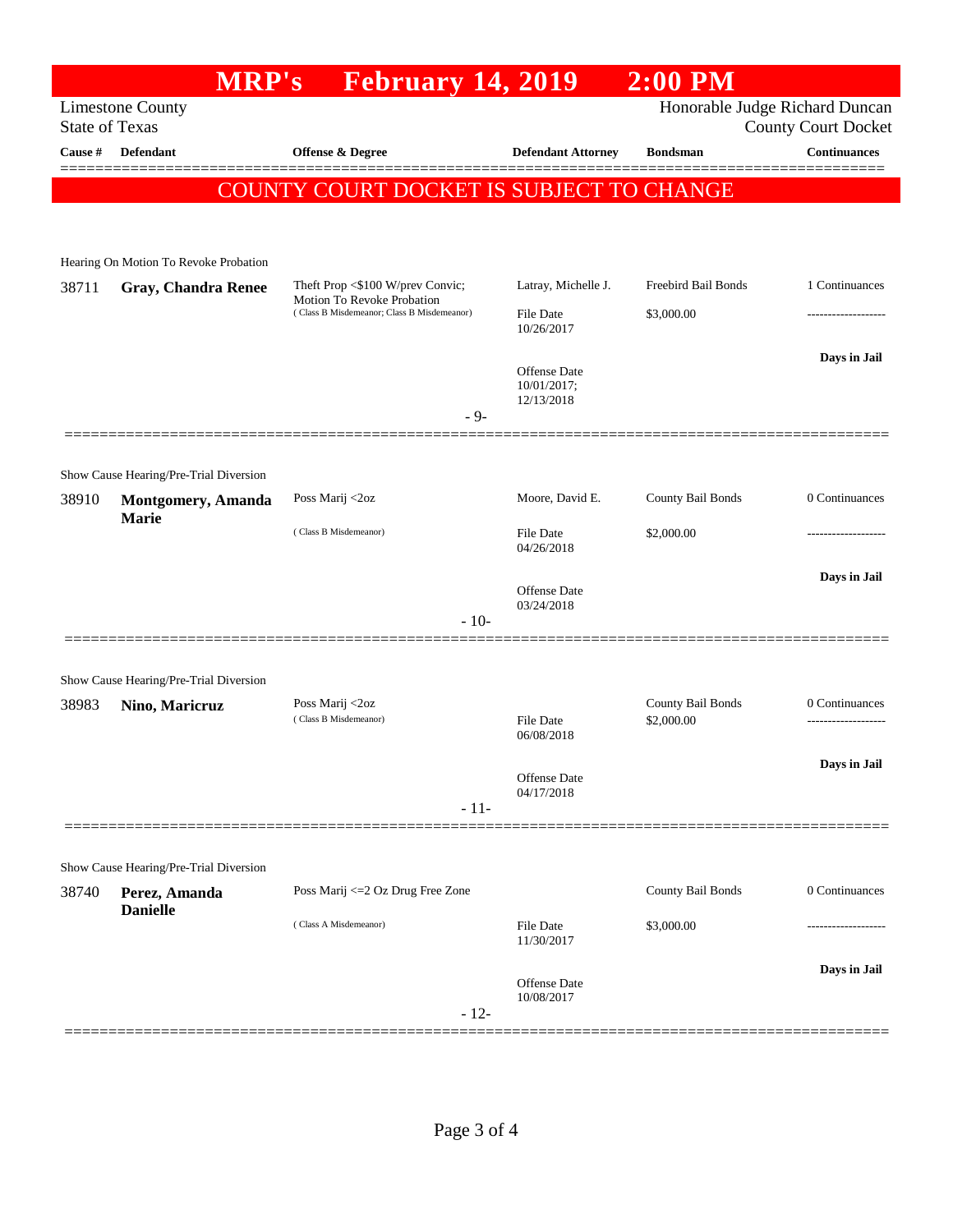# MRP's February 14, 2019 2:00 PM

Limestone County
State of Texas

Honorable Judge Richard Duncan
County Court Docket

| Cause # | Defendant | Offense & Degree | Defendant Attorney | Bondsman | Continuances |
|---|---|---|---|---|---|

**COUNTY COURT DOCKET IS SUBJECT TO CHANGE**

---

Hearing On Motion To Revoke Probation

| Cause # | Defendant | Offense & Degree | Defendant Attorney | Bondsman | Continuances |
|---|---|---|---|---|---|
| 38711 | **Gray, Chandra Renee** | Theft Prop <$100 W/prev Convic; Motion To Revoke Probation (Class B Misdemeanor; Class B Misdemeanor) | Latray, Michelle J. | Freebird Bail Bonds | 1 Continuances |
| | | | File Date 10/26/2017 | $3,000.00 | ------------------- |
| | | | Offense Date 10/01/2017; 12/13/2018 | | **Days in Jail** |

- 9-

---

Show Cause Hearing/Pre-Trial Diversion

| Cause # | Defendant | Offense & Degree | Defendant Attorney | Bondsman | Continuances |
|---|---|---|---|---|---|
| 38910 | **Montgomery, Amanda Marie** | Poss Marij <2oz (Class B Misdemeanor) | Moore, David E. | County Bail Bonds | 0 Continuances |
| | | | File Date 04/26/2018 | $2,000.00 | ------------------- |
| | | | Offense Date 03/24/2018 | | **Days in Jail** |

- 10-

---

Show Cause Hearing/Pre-Trial Diversion

| Cause # | Defendant | Offense & Degree | Defendant Attorney | Bondsman | Continuances |
|---|---|---|---|---|---|
| 38983 | **Nino, Maricruz** | Poss Marij <2oz (Class B Misdemeanor) | | County Bail Bonds | 0 Continuances |
| | | | File Date 06/08/2018 | $2,000.00 | ------------------- |
| | | | Offense Date 04/17/2018 | | **Days in Jail** |

- 11-

---

Show Cause Hearing/Pre-Trial Diversion

| Cause # | Defendant | Offense & Degree | Defendant Attorney | Bondsman | Continuances |
|---|---|---|---|---|---|
| 38740 | **Perez, Amanda Danielle** | Poss Marij <=2 Oz Drug Free Zone (Class A Misdemeanor) | | County Bail Bonds | 0 Continuances |
| | | | File Date 11/30/2017 | $3,000.00 | ------------------- |
| | | | Offense Date 10/08/2017 | | **Days in Jail** |

- 12-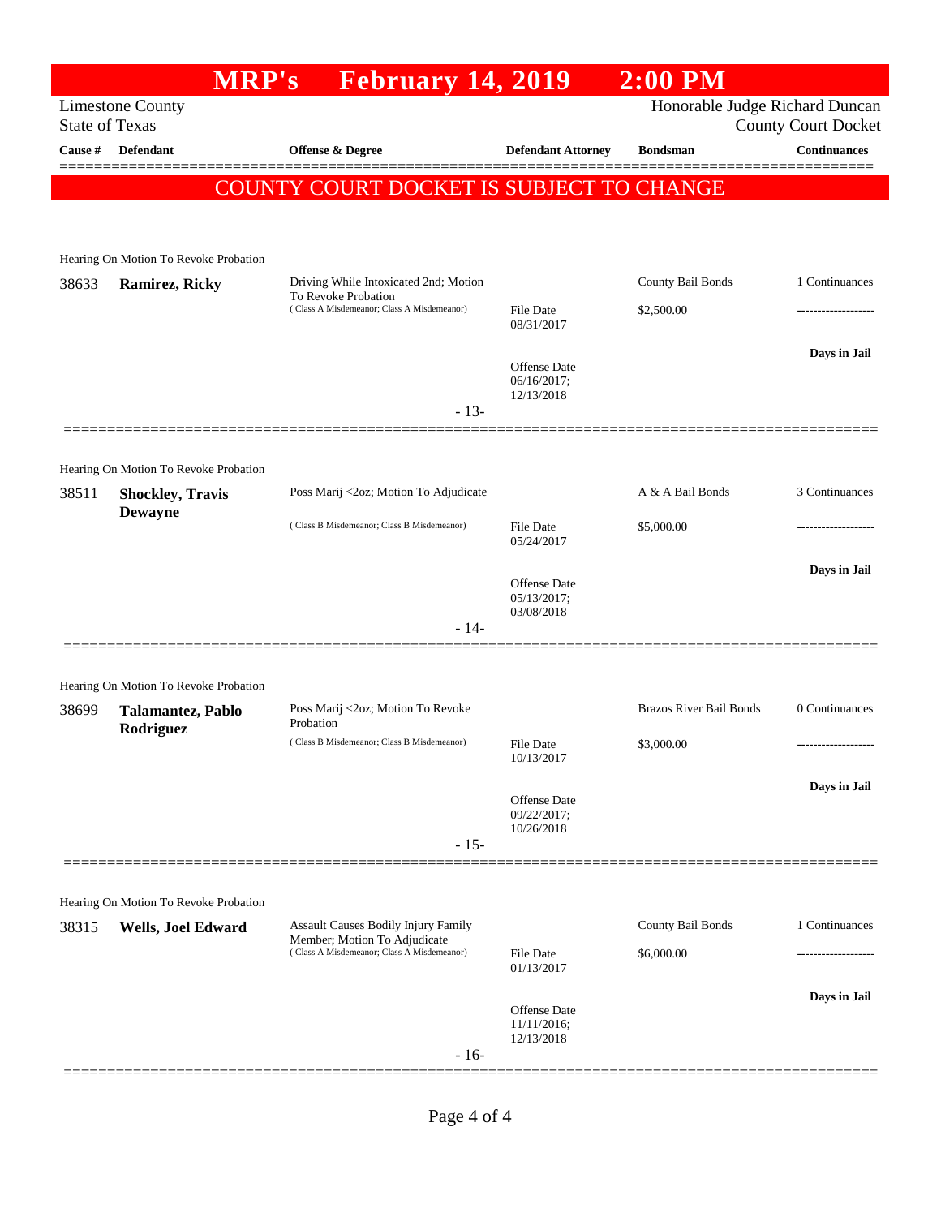# MRP's February 14, 2019 2:00 PM

Limestone County
State of Texas

Honorable Judge Richard Duncan
County Court Docket

| Cause # | Defendant | Offense & Degree | Defendant Attorney | Bondsman | Continuances |
|---|---|---|---|---|---|

COUNTY COURT DOCKET IS SUBJECT TO CHANGE

Hearing On Motion To Revoke Probation

| Cause # | Defendant | Offense & Degree | Defendant Attorney | Bondsman | Continuances |
|---|---|---|---|---|---|
| 38633 | **Ramirez, Ricky** | Driving While Intoxicated 2nd; Motion To Revoke Probation (Class A Misdemeanor; Class A Misdemeanor) | File Date 08/31/2017; Offense Date 06/16/2017; 12/13/2018 | County Bail Bonds $2,500.00 | 1 Continuances; Days in Jail |

- 13-

Hearing On Motion To Revoke Probation

| Cause # | Defendant | Offense & Degree | Defendant Attorney | Bondsman | Continuances |
|---|---|---|---|---|---|
| 38511 | **Shockley, Travis Dewayne** | Poss Marij <2oz; Motion To Adjudicate (Class B Misdemeanor; Class B Misdemeanor) | File Date 05/24/2017; Offense Date 05/13/2017; 03/08/2018 | A & A Bail Bonds $5,000.00 | 3 Continuances; Days in Jail |

- 14-

Hearing On Motion To Revoke Probation

| Cause # | Defendant | Offense & Degree | Defendant Attorney | Bondsman | Continuances |
|---|---|---|---|---|---|
| 38699 | **Talamantez, Pablo Rodriguez** | Poss Marij <2oz; Motion To Revoke Probation (Class B Misdemeanor; Class B Misdemeanor) | File Date 10/13/2017; Offense Date 09/22/2017; 10/26/2018 | Brazos River Bail Bonds $3,000.00 | 0 Continuances; Days in Jail |

- 15-

Hearing On Motion To Revoke Probation

| Cause # | Defendant | Offense & Degree | Defendant Attorney | Bondsman | Continuances |
|---|---|---|---|---|---|
| 38315 | **Wells, Joel Edward** | Assault Causes Bodily Injury Family Member; Motion To Adjudicate (Class A Misdemeanor; Class A Misdemeanor) | File Date 01/13/2017; Offense Date 11/11/2016; 12/13/2018 | County Bail Bonds $6,000.00 | 1 Continuances; Days in Jail |

- 16-